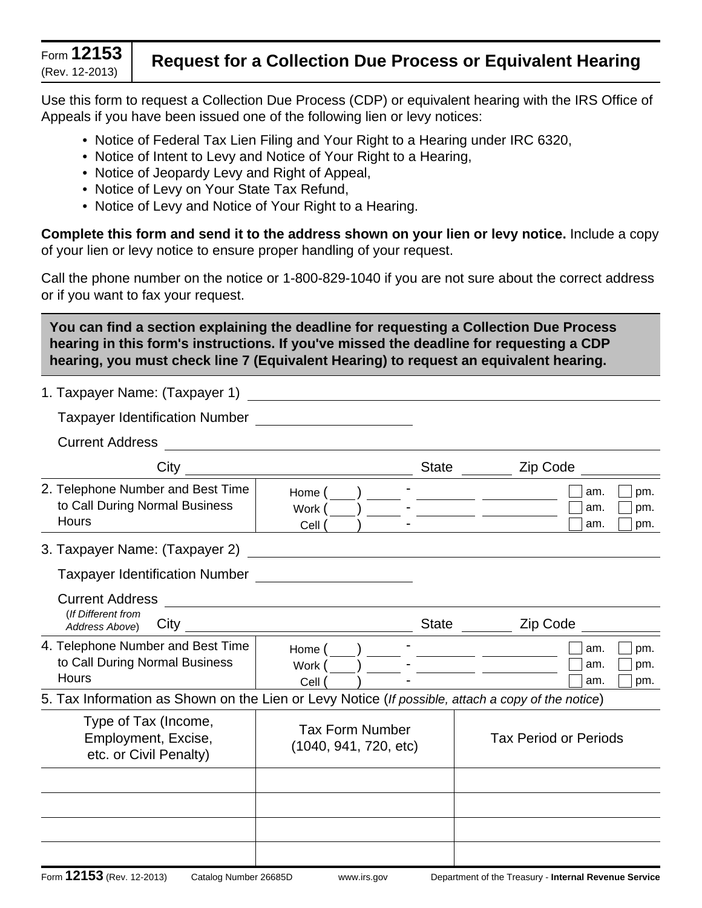Form **12153** (Rev. 12-2013)

# Request for a Collection Due Process or Equivalent Hearing

Use this form to request a Collection Due Process (CDP) or equivalent hearing with the IRS Office of Appeals if you have been issued one of the following lien or levy notices:

- Notice of Federal Tax Lien Filing and Your Right to a Hearing under IRC 6320,
- Notice of Intent to Levy and Notice of Your Right to a Hearing,
- Notice of Jeopardy Levy and Right of Appeal,
- Notice of Levy on Your State Tax Refund,
- Notice of Levy and Notice of Your Right to a Hearing.

**Complete this form and send it to the address shown on your lien or levy notice.** Include a copy of your lien or levy notice to ensure proper handling of your request.

Call the phone number on the notice or 1-800-829-1040 if you are not sure about the correct address or if you want to fax your request.

**You can find a section explaining the deadline for requesting a Collection Due Process hearing in this form's instructions. If you've missed the deadline for requesting a CDP hearing, you must check line 7 (Equivalent Hearing) to request an equivalent hearing.**

1. Taxpayer Name: (Taxpayer 1) ____________________

   Taxpayer Identification Number ____________________

   Current Address ____________________

   City ____________________ State ________ Zip Code ________

2. Telephone Number and Best Time to Call During Normal Business Hours

   Home ( ) - ____________ ☐ am. ☐ pm.
   Work ( ) - ____________ ☐ am. ☐ pm.
   Cell ( ) - ☐ am. ☐ pm.

3. Taxpayer Name: (Taxpayer 2) ____________________

   Taxpayer Identification Number ____________________

   Current Address ____________________
   (*If Different from Address Above*) City ____________________ State ________ Zip Code ________

4. Telephone Number and Best Time to Call During Normal Business Hours

   Home ( ) - ____________ ☐ am. ☐ pm.
   Work ( ) - ____________ ☐ am. ☐ pm.
   Cell ( ) - ☐ am. ☐ pm.

5. Tax Information as Shown on the Lien or Levy Notice (*If possible, attach a copy of the notice*)

| Type of Tax (Income, Employment, Excise, etc. or Civil Penalty) | Tax Form Number (1040, 941, 720, etc) | Tax Period or Periods |
|---|---|---|
| | | |
| | | |
| | | |
| | | |

Form **12153** (Rev. 12-2013) Catalog Number 26685D www.irs.gov Department of the Treasury - **Internal Revenue Service**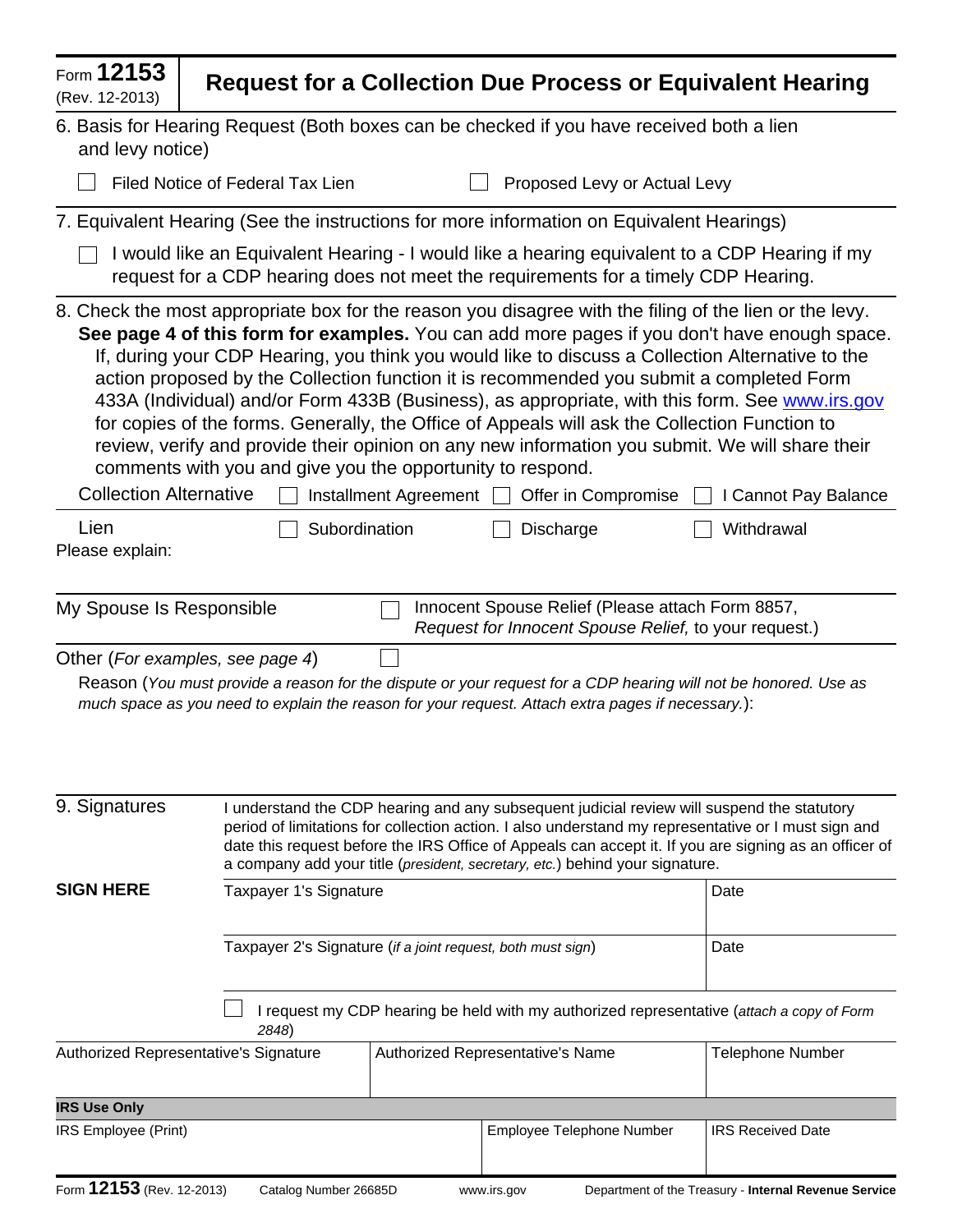Form **12153** (Rev. 12-2013)

# Request for a Collection Due Process or Equivalent Hearing

6. Basis for Hearing Request (Both boxes can be checked if you have received both a lien and levy notice)

☐ Filed Notice of Federal Tax Lien  ☐ Proposed Levy or Actual Levy

7. Equivalent Hearing (See the instructions for more information on Equivalent Hearings)

☐ I would like an Equivalent Hearing - I would like a hearing equivalent to a CDP Hearing if my request for a CDP hearing does not meet the requirements for a timely CDP Hearing.

8. Check the most appropriate box for the reason you disagree with the filing of the lien or the levy. **See page 4 of this form for examples.** You can add more pages if you don't have enough space. If, during your CDP Hearing, you think you would like to discuss a Collection Alternative to the action proposed by the Collection function it is recommended you submit a completed Form 433A (Individual) and/or Form 433B (Business), as appropriate, with this form. See www.irs.gov for copies of the forms. Generally, the Office of Appeals will ask the Collection Function to review, verify and provide their opinion on any new information you submit. We will share their comments with you and give you the opportunity to respond.

Collection Alternative ☐ Installment Agreement ☐ Offer in Compromise ☐ I Cannot Pay Balance

Lien ☐ Subordination ☐ Discharge ☐ Withdrawal

Please explain:

My Spouse Is Responsible ☐ Innocent Spouse Relief (Please attach Form 8857, *Request for Innocent Spouse Relief,* to your request.)

Other (*For examples, see page 4*) ☐

Reason (*You must provide a reason for the dispute or your request for a CDP hearing will not be honored. Use as much space as you need to explain the reason for your request. Attach extra pages if necessary.*):

9. Signatures

I understand the CDP hearing and any subsequent judicial review will suspend the statutory period of limitations for collection action. I also understand my representative or I must sign and date this request before the IRS Office of Appeals can accept it. If you are signing as an officer of a company add your title (*president, secretary, etc.*) behind your signature.

**SIGN HERE**

| Taxpayer 1's Signature | Date |
|---|---|
| | |

| Taxpayer 2's Signature (*if a joint request, both must sign*) | Date |
|---|---|
| | |

☐ I request my CDP hearing be held with my authorized representative (*attach a copy of Form 2848*)

| Authorized Representative's Signature | Authorized Representative's Name | Telephone Number |
|---|---|---|
| | | |

**IRS Use Only**

| IRS Employee (Print) | Employee Telephone Number | IRS Received Date |
|---|---|---|
| | | |

Form **12153** (Rev. 12-2013) Catalog Number 26685D www.irs.gov Department of the Treasury - **Internal Revenue Service**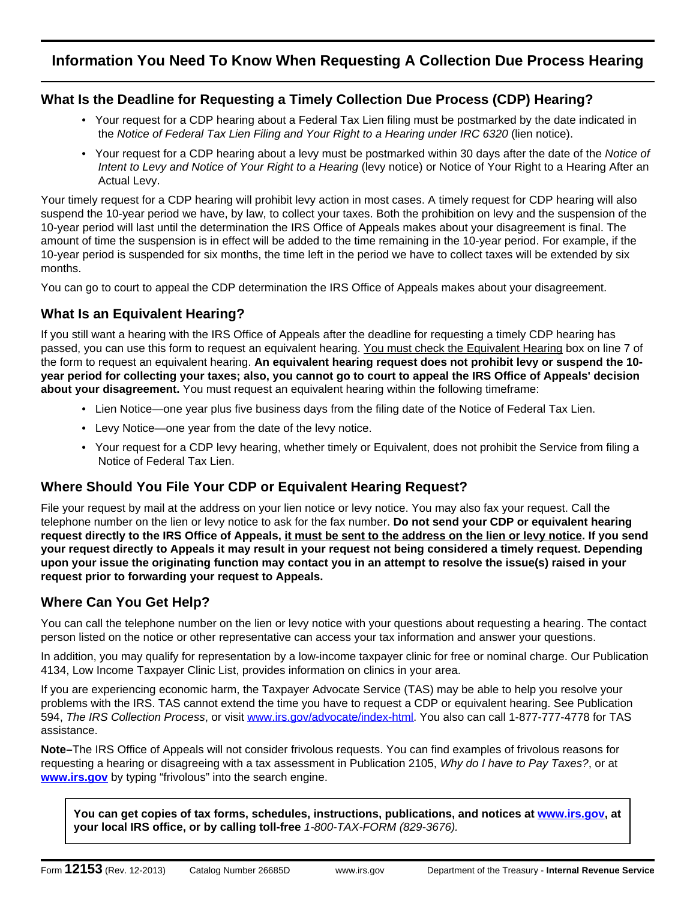## Information You Need To Know When Requesting A Collection Due Process Hearing

### What Is the Deadline for Requesting a Timely Collection Due Process (CDP) Hearing?

- Your request for a CDP hearing about a Federal Tax Lien filing must be postmarked by the date indicated in the *Notice of Federal Tax Lien Filing and Your Right to a Hearing under IRC 6320* (lien notice).
- Your request for a CDP hearing about a levy must be postmarked within 30 days after the date of the *Notice of Intent to Levy and Notice of Your Right to a Hearing* (levy notice) or Notice of Your Right to a Hearing After an Actual Levy.

Your timely request for a CDP hearing will prohibit levy action in most cases. A timely request for CDP hearing will also suspend the 10-year period we have, by law, to collect your taxes. Both the prohibition on levy and the suspension of the 10-year period will last until the determination the IRS Office of Appeals makes about your disagreement is final. The amount of time the suspension is in effect will be added to the time remaining in the 10-year period. For example, if the 10-year period is suspended for six months, the time left in the period we have to collect taxes will be extended by six months.

You can go to court to appeal the CDP determination the IRS Office of Appeals makes about your disagreement.

### What Is an Equivalent Hearing?

If you still want a hearing with the IRS Office of Appeals after the deadline for requesting a timely CDP hearing has passed, you can use this form to request an equivalent hearing. <u>You must check the Equivalent Hearing</u> box on line 7 of the form to request an equivalent hearing. **An equivalent hearing request does not prohibit levy or suspend the 10-year period for collecting your taxes; also, you cannot go to court to appeal the IRS Office of Appeals' decision about your disagreement.** You must request an equivalent hearing within the following timeframe:

- Lien Notice—one year plus five business days from the filing date of the Notice of Federal Tax Lien.
- Levy Notice—one year from the date of the levy notice.
- Your request for a CDP levy hearing, whether timely or Equivalent, does not prohibit the Service from filing a Notice of Federal Tax Lien.

### Where Should You File Your CDP or Equivalent Hearing Request?

File your request by mail at the address on your lien notice or levy notice. You may also fax your request. Call the telephone number on the lien or levy notice to ask for the fax number. **Do not send your CDP or equivalent hearing request directly to the IRS Office of Appeals, <u>it must be sent to the address on the lien or levy notice</u>. If you send your request directly to Appeals it may result in your request not being considered a timely request. Depending upon your issue the originating function may contact you in an attempt to resolve the issue(s) raised in your request prior to forwarding your request to Appeals.**

### Where Can You Get Help?

You can call the telephone number on the lien or levy notice with your questions about requesting a hearing. The contact person listed on the notice or other representative can access your tax information and answer your questions.

In addition, you may qualify for representation by a low-income taxpayer clinic for free or nominal charge. Our Publication 4134, Low Income Taxpayer Clinic List, provides information on clinics in your area.

If you are experiencing economic harm, the Taxpayer Advocate Service (TAS) may be able to help you resolve your problems with the IRS. TAS cannot extend the time you have to request a CDP or equivalent hearing. See Publication 594, *The IRS Collection Process*, or visit www.irs.gov/advocate/index-html. You also can call 1-877-777-4778 for TAS assistance.

**Note–**The IRS Office of Appeals will not consider frivolous requests. You can find examples of frivolous reasons for requesting a hearing or disagreeing with a tax assessment in Publication 2105, *Why do I have to Pay Taxes?*, or at **www.irs.gov** by typing "frivolous" into the search engine.

**You can get copies of tax forms, schedules, instructions, publications, and notices at www.irs.gov, at your local IRS office, or by calling toll-free** *1-800-TAX-FORM (829-3676).*

Form **12153** (Rev. 12-2013) Catalog Number 26685D www.irs.gov Department of the Treasury - **Internal Revenue Service**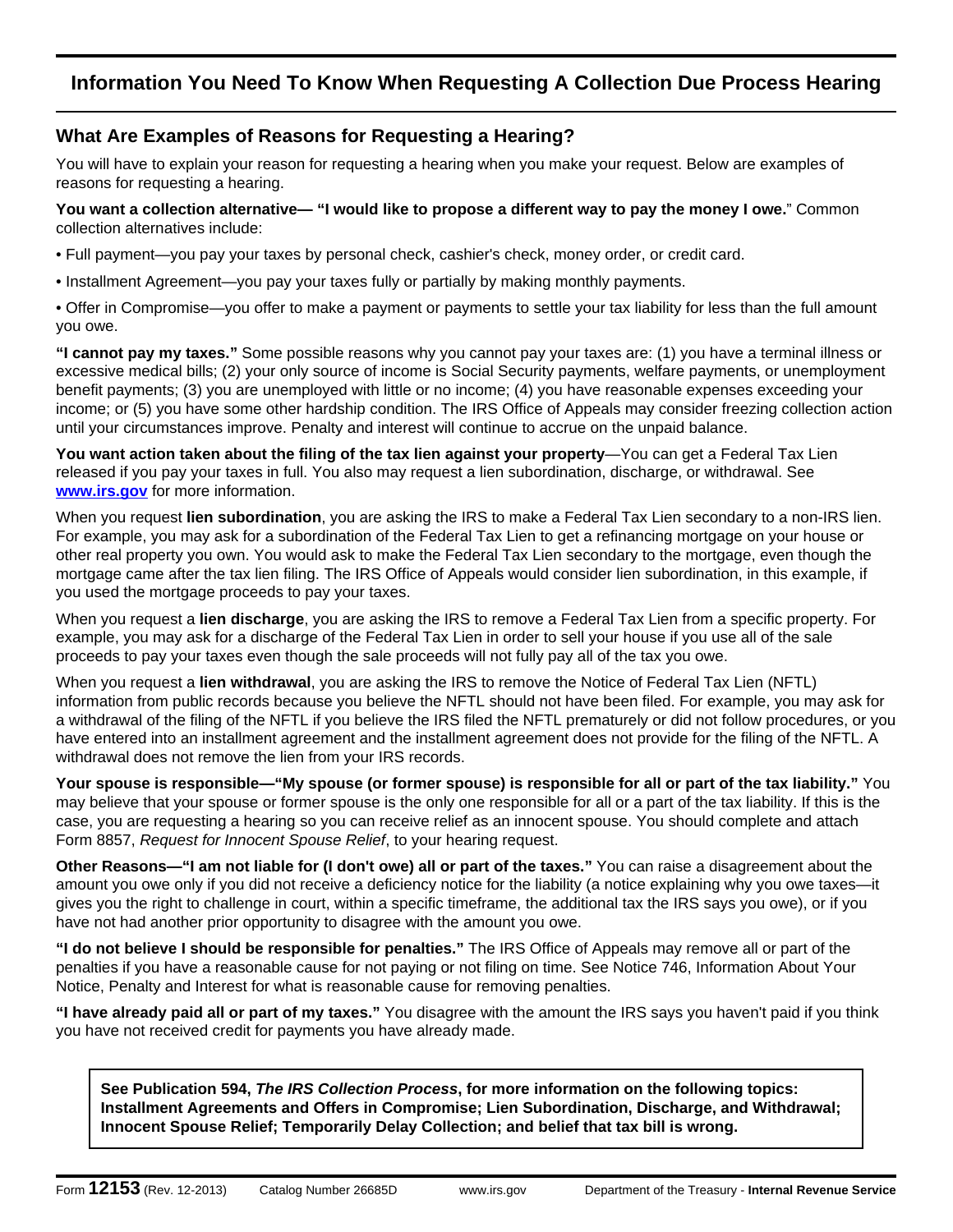# Information You Need To Know When Requesting A Collection Due Process Hearing

## What Are Examples of Reasons for Requesting a Hearing?

You will have to explain your reason for requesting a hearing when you make your request. Below are examples of reasons for requesting a hearing.

**You want a collection alternative— "I would like to propose a different way to pay the money I owe."** Common collection alternatives include:

- Full payment—you pay your taxes by personal check, cashier's check, money order, or credit card.
- Installment Agreement—you pay your taxes fully or partially by making monthly payments.
- Offer in Compromise—you offer to make a payment or payments to settle your tax liability for less than the full amount you owe.

**"I cannot pay my taxes."** Some possible reasons why you cannot pay your taxes are: (1) you have a terminal illness or excessive medical bills; (2) your only source of income is Social Security payments, welfare payments, or unemployment benefit payments; (3) you are unemployed with little or no income; (4) you have reasonable expenses exceeding your income; or (5) you have some other hardship condition. The IRS Office of Appeals may consider freezing collection action until your circumstances improve. Penalty and interest will continue to accrue on the unpaid balance.

**You want action taken about the filing of the tax lien against your property**—You can get a Federal Tax Lien released if you pay your taxes in full. You also may request a lien subordination, discharge, or withdrawal. See **www.irs.gov** for more information.

When you request **lien subordination**, you are asking the IRS to make a Federal Tax Lien secondary to a non-IRS lien. For example, you may ask for a subordination of the Federal Tax Lien to get a refinancing mortgage on your house or other real property you own. You would ask to make the Federal Tax Lien secondary to the mortgage, even though the mortgage came after the tax lien filing. The IRS Office of Appeals would consider lien subordination, in this example, if you used the mortgage proceeds to pay your taxes.

When you request a **lien discharge**, you are asking the IRS to remove a Federal Tax Lien from a specific property. For example, you may ask for a discharge of the Federal Tax Lien in order to sell your house if you use all of the sale proceeds to pay your taxes even though the sale proceeds will not fully pay all of the tax you owe.

When you request a **lien withdrawal**, you are asking the IRS to remove the Notice of Federal Tax Lien (NFTL) information from public records because you believe the NFTL should not have been filed. For example, you may ask for a withdrawal of the filing of the NFTL if you believe the IRS filed the NFTL prematurely or did not follow procedures, or you have entered into an installment agreement and the installment agreement does not provide for the filing of the NFTL. A withdrawal does not remove the lien from your IRS records.

**Your spouse is responsible—"My spouse (or former spouse) is responsible for all or part of the tax liability."** You may believe that your spouse or former spouse is the only one responsible for all or a part of the tax liability. If this is the case, you are requesting a hearing so you can receive relief as an innocent spouse. You should complete and attach Form 8857, *Request for Innocent Spouse Relief*, to your hearing request.

**Other Reasons—"I am not liable for (I don't owe) all or part of the taxes."** You can raise a disagreement about the amount you owe only if you did not receive a deficiency notice for the liability (a notice explaining why you owe taxes—it gives you the right to challenge in court, within a specific timeframe, the additional tax the IRS says you owe), or if you have not had another prior opportunity to disagree with the amount you owe.

**"I do not believe I should be responsible for penalties."** The IRS Office of Appeals may remove all or part of the penalties if you have a reasonable cause for not paying or not filing on time. See Notice 746, Information About Your Notice, Penalty and Interest for what is reasonable cause for removing penalties.

**"I have already paid all or part of my taxes."** You disagree with the amount the IRS says you haven't paid if you think you have not received credit for payments you have already made.

**See Publication 594, *The IRS Collection Process*, for more information on the following topics: Installment Agreements and Offers in Compromise; Lien Subordination, Discharge, and Withdrawal; Innocent Spouse Relief; Temporarily Delay Collection; and belief that tax bill is wrong.**

Form **12153** (Rev. 12-2013) Catalog Number 26685D www.irs.gov Department of the Treasury - **Internal Revenue Service**